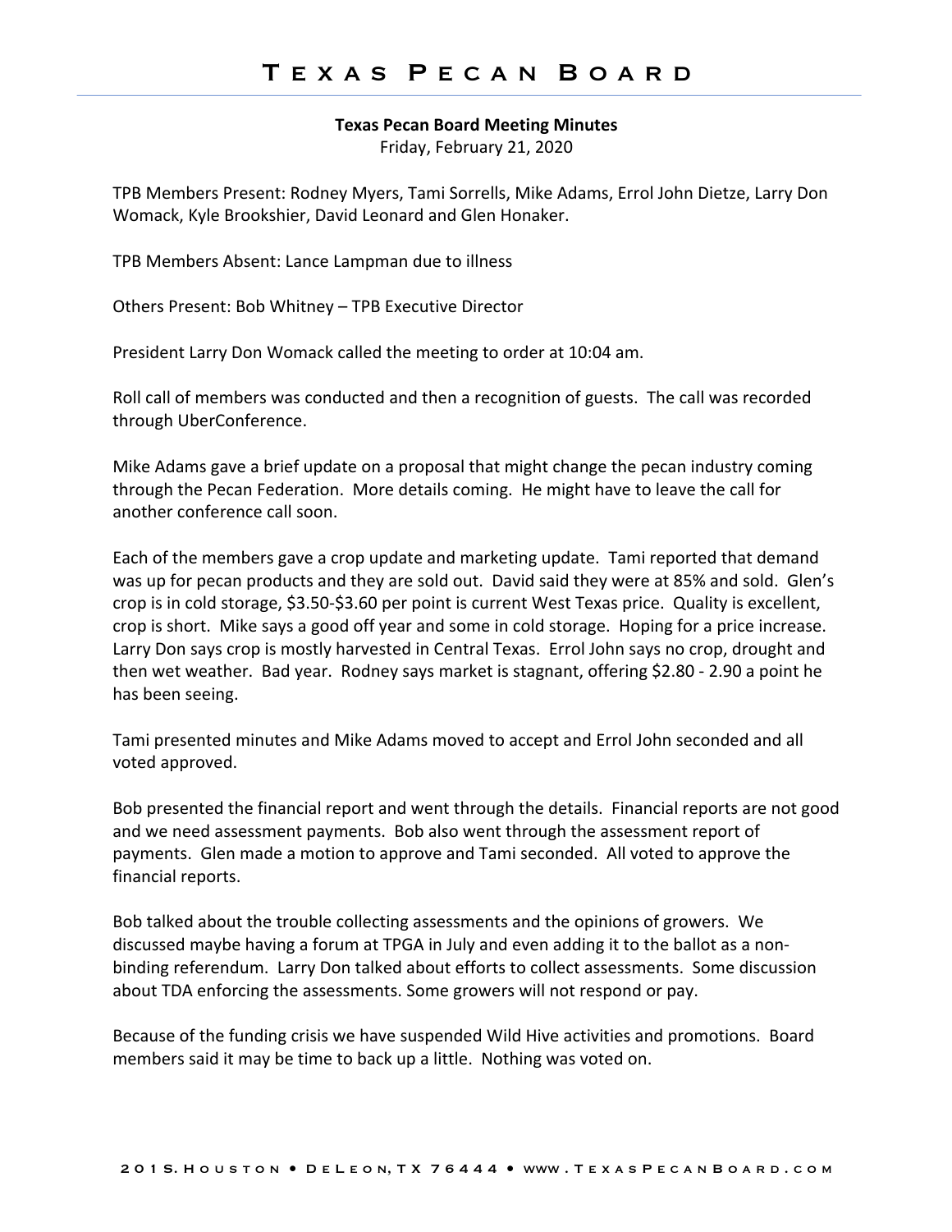# Texas Pecan Board

**Texas Pecan Board Meeting Minutes**

Friday, February 21, 2020

TPB Members Present: Rodney Myers, Tami Sorrells, Mike Adams, Errol John Dietze, Larry Don Womack, Kyle Brookshier, David Leonard and Glen Honaker.

TPB Members Absent: Lance Lampman due to illness

Others Present: Bob Whitney – TPB Executive Director

President Larry Don Womack called the meeting to order at 10:04 am.

Roll call of members was conducted and then a recognition of guests. The call was recorded through UberConference.

Mike Adams gave a brief update on a proposal that might change the pecan industry coming through the Pecan Federation. More details coming. He might have to leave the call for another conference call soon.

Each of the members gave a crop update and marketing update. Tami reported that demand was up for pecan products and they are sold out. David said they were at 85% and sold. Glen's crop is in cold storage, $3.50-$3.60 per point is current West Texas price. Quality is excellent, crop is short. Mike says a good off year and some in cold storage. Hoping for a price increase. Larry Don says crop is mostly harvested in Central Texas. Errol John says no crop, drought and then wet weather. Bad year. Rodney says market is stagnant, offering $2.80 - 2.90 a point he has been seeing.

Tami presented minutes and Mike Adams moved to accept and Errol John seconded and all voted approved.

Bob presented the financial report and went through the details. Financial reports are not good and we need assessment payments. Bob also went through the assessment report of payments. Glen made a motion to approve and Tami seconded. All voted to approve the financial reports.

Bob talked about the trouble collecting assessments and the opinions of growers. We discussed maybe having a forum at TPGA in July and even adding it to the ballot as a non-binding referendum. Larry Don talked about efforts to collect assessments. Some discussion about TDA enforcing the assessments. Some growers will not respond or pay.

Because of the funding crisis we have suspended Wild Hive activities and promotions. Board members said it may be time to back up a little. Nothing was voted on.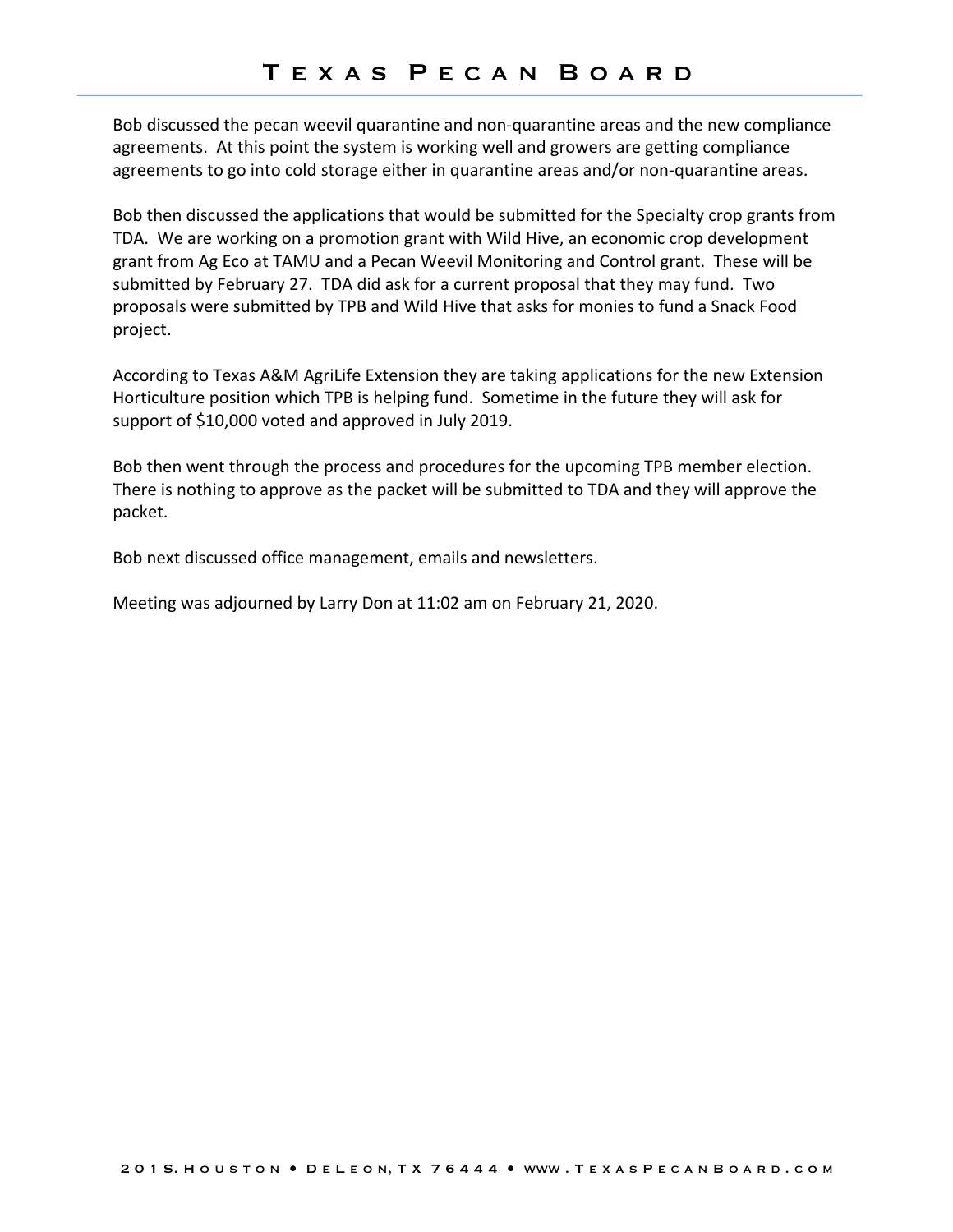Bob discussed the pecan weevil quarantine and non-quarantine areas and the new compliance agreements. At this point the system is working well and growers are getting compliance agreements to go into cold storage either in quarantine areas and/or non-quarantine areas.

Bob then discussed the applications that would be submitted for the Specialty crop grants from TDA. We are working on a promotion grant with Wild Hive, an economic crop development grant from Ag Eco at TAMU and a Pecan Weevil Monitoring and Control grant. These will be submitted by February 27. TDA did ask for a current proposal that they may fund. Two proposals were submitted by TPB and Wild Hive that asks for monies to fund a Snack Food project.

According to Texas A&M AgriLife Extension they are taking applications for the new Extension Horticulture position which TPB is helping fund. Sometime in the future they will ask for support of $10,000 voted and approved in July 2019.

Bob then went through the process and procedures for the upcoming TPB member election. There is nothing to approve as the packet will be submitted to TDA and they will approve the packet.

Bob next discussed office management, emails and newsletters.

Meeting was adjourned by Larry Don at 11:02 am on February 21, 2020.